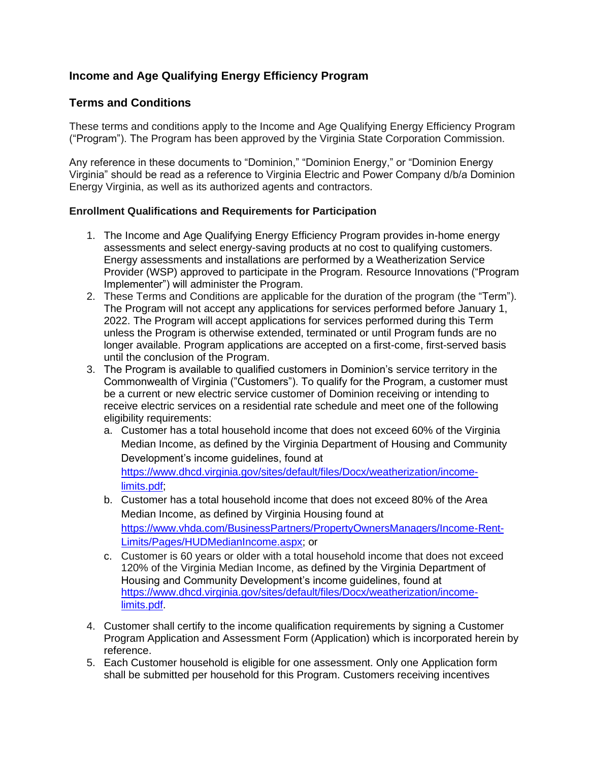# Income and Age Qualifying Energy Efficiency Program

## Terms and Conditions

These terms and conditions apply to the Income and Age Qualifying Energy Efficiency Program ("Program"). The Program has been approved by the Virginia State Corporation Commission.

Any reference in these documents to "Dominion," "Dominion Energy," or "Dominion Energy Virginia" should be read as a reference to Virginia Electric and Power Company d/b/a Dominion Energy Virginia, as well as its authorized agents and contractors.

### Enrollment Qualifications and Requirements for Participation

1. The Income and Age Qualifying Energy Efficiency Program provides in-home energy assessments and select energy-saving products at no cost to qualifying customers. Energy assessments and installations are performed by a Weatherization Service Provider (WSP) approved to participate in the Program. Resource Innovations ("Program Implementer") will administer the Program.
2. These Terms and Conditions are applicable for the duration of the program (the "Term"). The Program will not accept any applications for services performed before January 1, 2022. The Program will accept applications for services performed during this Term unless the Program is otherwise extended, terminated or until Program funds are no longer available. Program applications are accepted on a first-come, first-served basis until the conclusion of the Program.
3. The Program is available to qualified customers in Dominion's service territory in the Commonwealth of Virginia ("Customers"). To qualify for the Program, a customer must be a current or new electric service customer of Dominion receiving or intending to receive electric services on a residential rate schedule and meet one of the following eligibility requirements:
   a. Customer has a total household income that does not exceed 60% of the Virginia Median Income, as defined by the Virginia Department of Housing and Community Development's income guidelines, found at https://www.dhcd.virginia.gov/sites/default/files/Docx/weatherization/income-limits.pdf;
   b. Customer has a total household income that does not exceed 80% of the Area Median Income, as defined by Virginia Housing found at https://www.vhda.com/BusinessPartners/PropertyOwnersManagers/Income-Rent-Limits/Pages/HUDMedianIncome.aspx; or
   c. Customer is 60 years or older with a total household income that does not exceed 120% of the Virginia Median Income, as defined by the Virginia Department of Housing and Community Development's income guidelines, found at https://www.dhcd.virginia.gov/sites/default/files/Docx/weatherization/income-limits.pdf.
4. Customer shall certify to the income qualification requirements by signing a Customer Program Application and Assessment Form (Application) which is incorporated herein by reference.
5. Each Customer household is eligible for one assessment. Only one Application form shall be submitted per household for this Program. Customers receiving incentives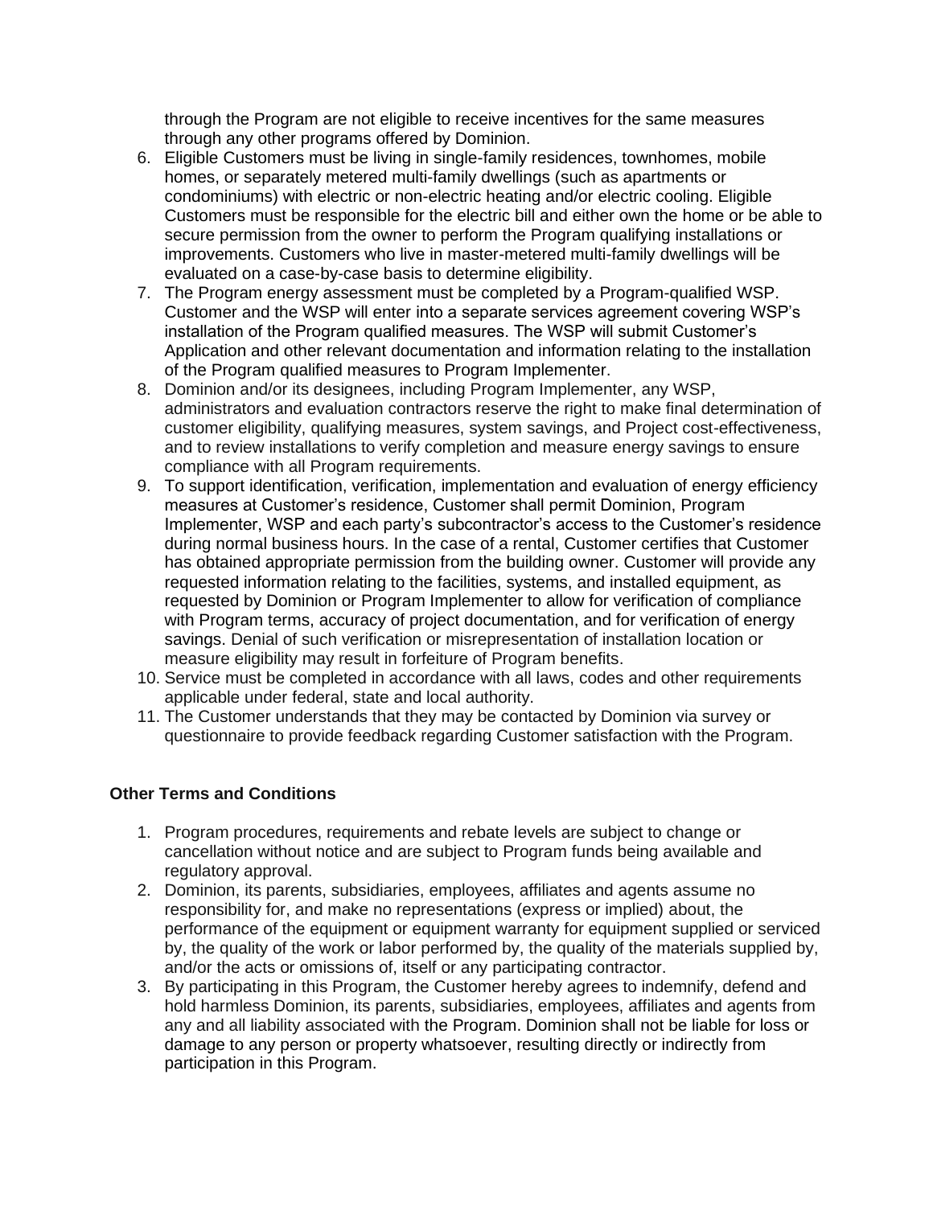through the Program are not eligible to receive incentives for the same measures through any other programs offered by Dominion.

6. Eligible Customers must be living in single-family residences, townhomes, mobile homes, or separately metered multi-family dwellings (such as apartments or condominiums) with electric or non-electric heating and/or electric cooling. Eligible Customers must be responsible for the electric bill and either own the home or be able to secure permission from the owner to perform the Program qualifying installations or improvements. Customers who live in master-metered multi-family dwellings will be evaluated on a case-by-case basis to determine eligibility.
7. The Program energy assessment must be completed by a Program-qualified WSP. Customer and the WSP will enter into a separate services agreement covering WSP's installation of the Program qualified measures. The WSP will submit Customer's Application and other relevant documentation and information relating to the installation of the Program qualified measures to Program Implementer.
8. Dominion and/or its designees, including Program Implementer, any WSP, administrators and evaluation contractors reserve the right to make final determination of customer eligibility, qualifying measures, system savings, and Project cost-effectiveness, and to review installations to verify completion and measure energy savings to ensure compliance with all Program requirements.
9. To support identification, verification, implementation and evaluation of energy efficiency measures at Customer's residence, Customer shall permit Dominion, Program Implementer, WSP and each party's subcontractor's access to the Customer's residence during normal business hours. In the case of a rental, Customer certifies that Customer has obtained appropriate permission from the building owner. Customer will provide any requested information relating to the facilities, systems, and installed equipment, as requested by Dominion or Program Implementer to allow for verification of compliance with Program terms, accuracy of project documentation, and for verification of energy savings. Denial of such verification or misrepresentation of installation location or measure eligibility may result in forfeiture of Program benefits.
10. Service must be completed in accordance with all laws, codes and other requirements applicable under federal, state and local authority.
11. The Customer understands that they may be contacted by Dominion via survey or questionnaire to provide feedback regarding Customer satisfaction with the Program.

**Other Terms and Conditions**

1. Program procedures, requirements and rebate levels are subject to change or cancellation without notice and are subject to Program funds being available and regulatory approval.
2. Dominion, its parents, subsidiaries, employees, affiliates and agents assume no responsibility for, and make no representations (express or implied) about, the performance of the equipment or equipment warranty for equipment supplied or serviced by, the quality of the work or labor performed by, the quality of the materials supplied by, and/or the acts or omissions of, itself or any participating contractor.
3. By participating in this Program, the Customer hereby agrees to indemnify, defend and hold harmless Dominion, its parents, subsidiaries, employees, affiliates and agents from any and all liability associated with the Program. Dominion shall not be liable for loss or damage to any person or property whatsoever, resulting directly or indirectly from participation in this Program.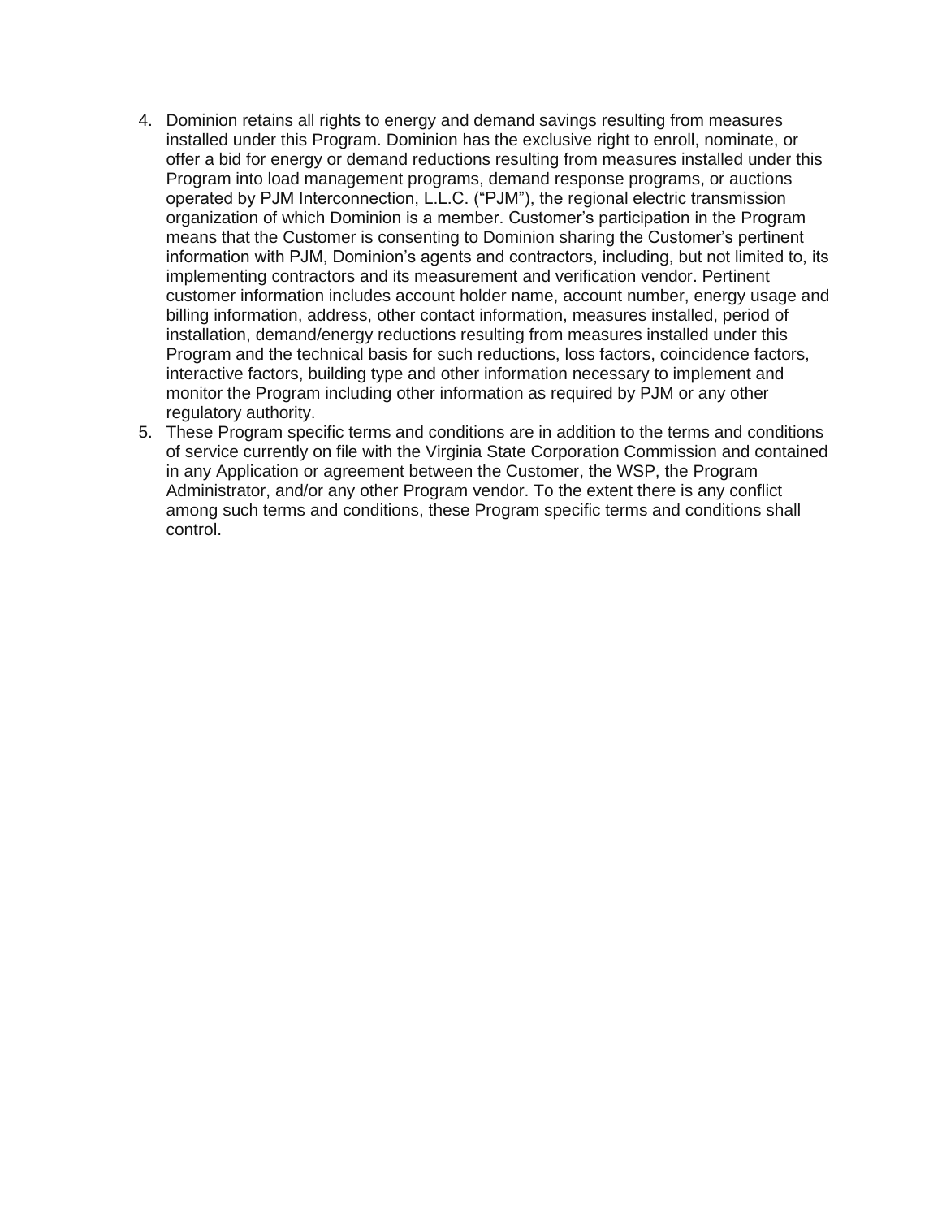4. Dominion retains all rights to energy and demand savings resulting from measures installed under this Program. Dominion has the exclusive right to enroll, nominate, or offer a bid for energy or demand reductions resulting from measures installed under this Program into load management programs, demand response programs, or auctions operated by PJM Interconnection, L.L.C. ("PJM"), the regional electric transmission organization of which Dominion is a member. Customer's participation in the Program means that the Customer is consenting to Dominion sharing the Customer's pertinent information with PJM, Dominion's agents and contractors, including, but not limited to, its implementing contractors and its measurement and verification vendor. Pertinent customer information includes account holder name, account number, energy usage and billing information, address, other contact information, measures installed, period of installation, demand/energy reductions resulting from measures installed under this Program and the technical basis for such reductions, loss factors, coincidence factors, interactive factors, building type and other information necessary to implement and monitor the Program including other information as required by PJM or any other regulatory authority.
5. These Program specific terms and conditions are in addition to the terms and conditions of service currently on file with the Virginia State Corporation Commission and contained in any Application or agreement between the Customer, the WSP, the Program Administrator, and/or any other Program vendor. To the extent there is any conflict among such terms and conditions, these Program specific terms and conditions shall control.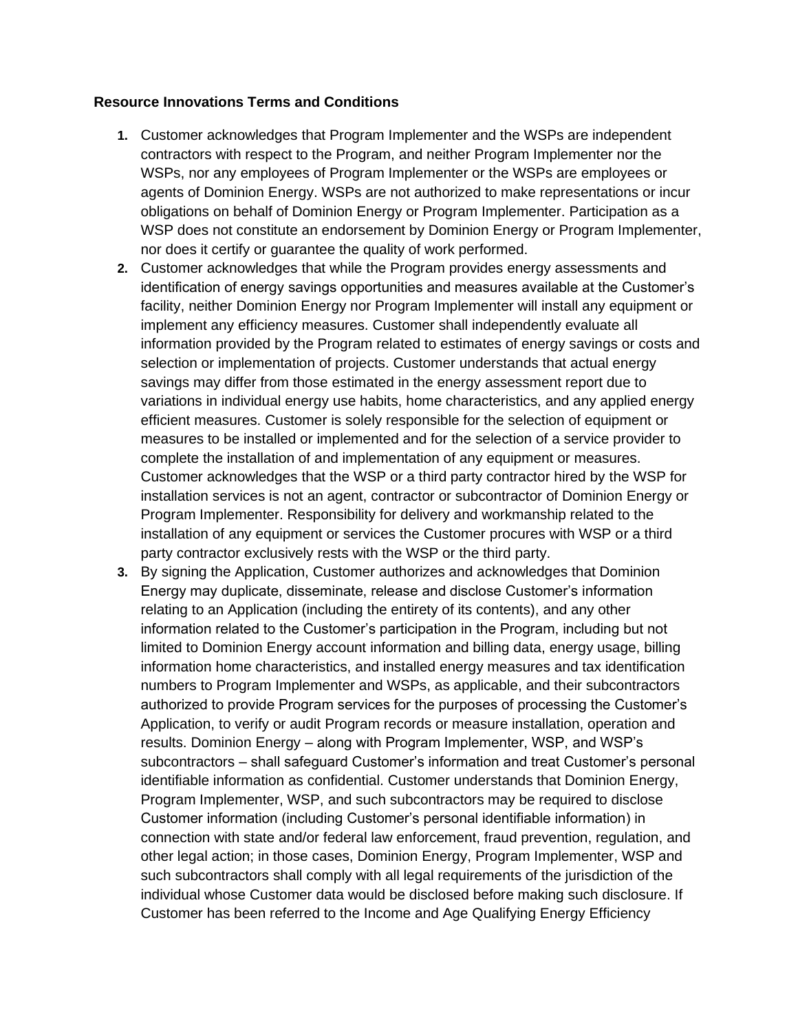**Resource Innovations Terms and Conditions**

1. Customer acknowledges that Program Implementer and the WSPs are independent contractors with respect to the Program, and neither Program Implementer nor the WSPs, nor any employees of Program Implementer or the WSPs are employees or agents of Dominion Energy. WSPs are not authorized to make representations or incur obligations on behalf of Dominion Energy or Program Implementer. Participation as a WSP does not constitute an endorsement by Dominion Energy or Program Implementer, nor does it certify or guarantee the quality of work performed.
2. Customer acknowledges that while the Program provides energy assessments and identification of energy savings opportunities and measures available at the Customer's facility, neither Dominion Energy nor Program Implementer will install any equipment or implement any efficiency measures. Customer shall independently evaluate all information provided by the Program related to estimates of energy savings or costs and selection or implementation of projects. Customer understands that actual energy savings may differ from those estimated in the energy assessment report due to variations in individual energy use habits, home characteristics, and any applied energy efficient measures. Customer is solely responsible for the selection of equipment or measures to be installed or implemented and for the selection of a service provider to complete the installation of and implementation of any equipment or measures. Customer acknowledges that the WSP or a third party contractor hired by the WSP for installation services is not an agent, contractor or subcontractor of Dominion Energy or Program Implementer. Responsibility for delivery and workmanship related to the installation of any equipment or services the Customer procures with WSP or a third party contractor exclusively rests with the WSP or the third party.
3. By signing the Application, Customer authorizes and acknowledges that Dominion Energy may duplicate, disseminate, release and disclose Customer's information relating to an Application (including the entirety of its contents), and any other information related to the Customer's participation in the Program, including but not limited to Dominion Energy account information and billing data, energy usage, billing information home characteristics, and installed energy measures and tax identification numbers to Program Implementer and WSPs, as applicable, and their subcontractors authorized to provide Program services for the purposes of processing the Customer's Application, to verify or audit Program records or measure installation, operation and results. Dominion Energy – along with Program Implementer, WSP, and WSP's subcontractors – shall safeguard Customer's information and treat Customer's personal identifiable information as confidential. Customer understands that Dominion Energy, Program Implementer, WSP, and such subcontractors may be required to disclose Customer information (including Customer's personal identifiable information) in connection with state and/or federal law enforcement, fraud prevention, regulation, and other legal action; in those cases, Dominion Energy, Program Implementer, WSP and such subcontractors shall comply with all legal requirements of the jurisdiction of the individual whose Customer data would be disclosed before making such disclosure. If Customer has been referred to the Income and Age Qualifying Energy Efficiency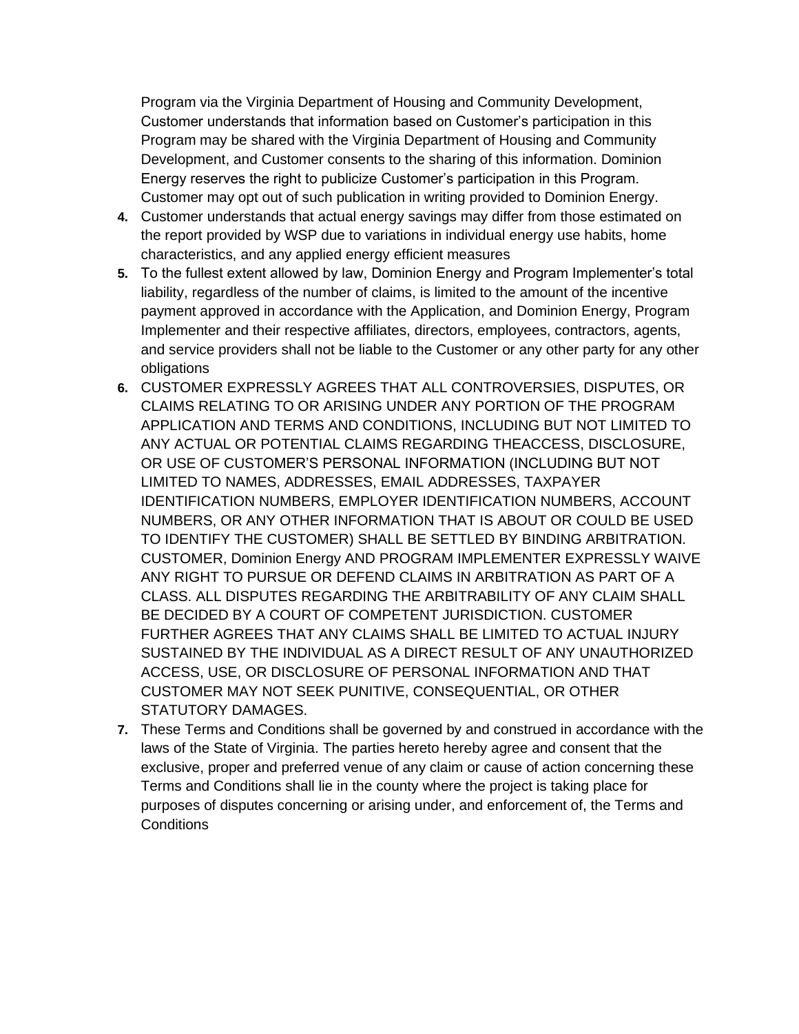Program via the Virginia Department of Housing and Community Development, Customer understands that information based on Customer's participation in this Program may be shared with the Virginia Department of Housing and Community Development, and Customer consents to the sharing of this information. Dominion Energy reserves the right to publicize Customer's participation in this Program. Customer may opt out of such publication in writing provided to Dominion Energy.

4. Customer understands that actual energy savings may differ from those estimated on the report provided by WSP due to variations in individual energy use habits, home characteristics, and any applied energy efficient measures
5. To the fullest extent allowed by law, Dominion Energy and Program Implementer's total liability, regardless of the number of claims, is limited to the amount of the incentive payment approved in accordance with the Application, and Dominion Energy, Program Implementer and their respective affiliates, directors, employees, contractors, agents, and service providers shall not be liable to the Customer or any other party for any other obligations
6. CUSTOMER EXPRESSLY AGREES THAT ALL CONTROVERSIES, DISPUTES, OR CLAIMS RELATING TO OR ARISING UNDER ANY PORTION OF THE PROGRAM APPLICATION AND TERMS AND CONDITIONS, INCLUDING BUT NOT LIMITED TO ANY ACTUAL OR POTENTIAL CLAIMS REGARDING THEACCESS, DISCLOSURE, OR USE OF CUSTOMER'S PERSONAL INFORMATION (INCLUDING BUT NOT LIMITED TO NAMES, ADDRESSES, EMAIL ADDRESSES, TAXPAYER IDENTIFICATION NUMBERS, EMPLOYER IDENTIFICATION NUMBERS, ACCOUNT NUMBERS, OR ANY OTHER INFORMATION THAT IS ABOUT OR COULD BE USED TO IDENTIFY THE CUSTOMER) SHALL BE SETTLED BY BINDING ARBITRATION. CUSTOMER, Dominion Energy AND PROGRAM IMPLEMENTER EXPRESSLY WAIVE ANY RIGHT TO PURSUE OR DEFEND CLAIMS IN ARBITRATION AS PART OF A CLASS. ALL DISPUTES REGARDING THE ARBITRABILITY OF ANY CLAIM SHALL BE DECIDED BY A COURT OF COMPETENT JURISDICTION. CUSTOMER FURTHER AGREES THAT ANY CLAIMS SHALL BE LIMITED TO ACTUAL INJURY SUSTAINED BY THE INDIVIDUAL AS A DIRECT RESULT OF ANY UNAUTHORIZED ACCESS, USE, OR DISCLOSURE OF PERSONAL INFORMATION AND THAT CUSTOMER MAY NOT SEEK PUNITIVE, CONSEQUENTIAL, OR OTHER STATUTORY DAMAGES.
7. These Terms and Conditions shall be governed by and construed in accordance with the laws of the State of Virginia. The parties hereto hereby agree and consent that the exclusive, proper and preferred venue of any claim or cause of action concerning these Terms and Conditions shall lie in the county where the project is taking place for purposes of disputes concerning or arising under, and enforcement of, the Terms and Conditions